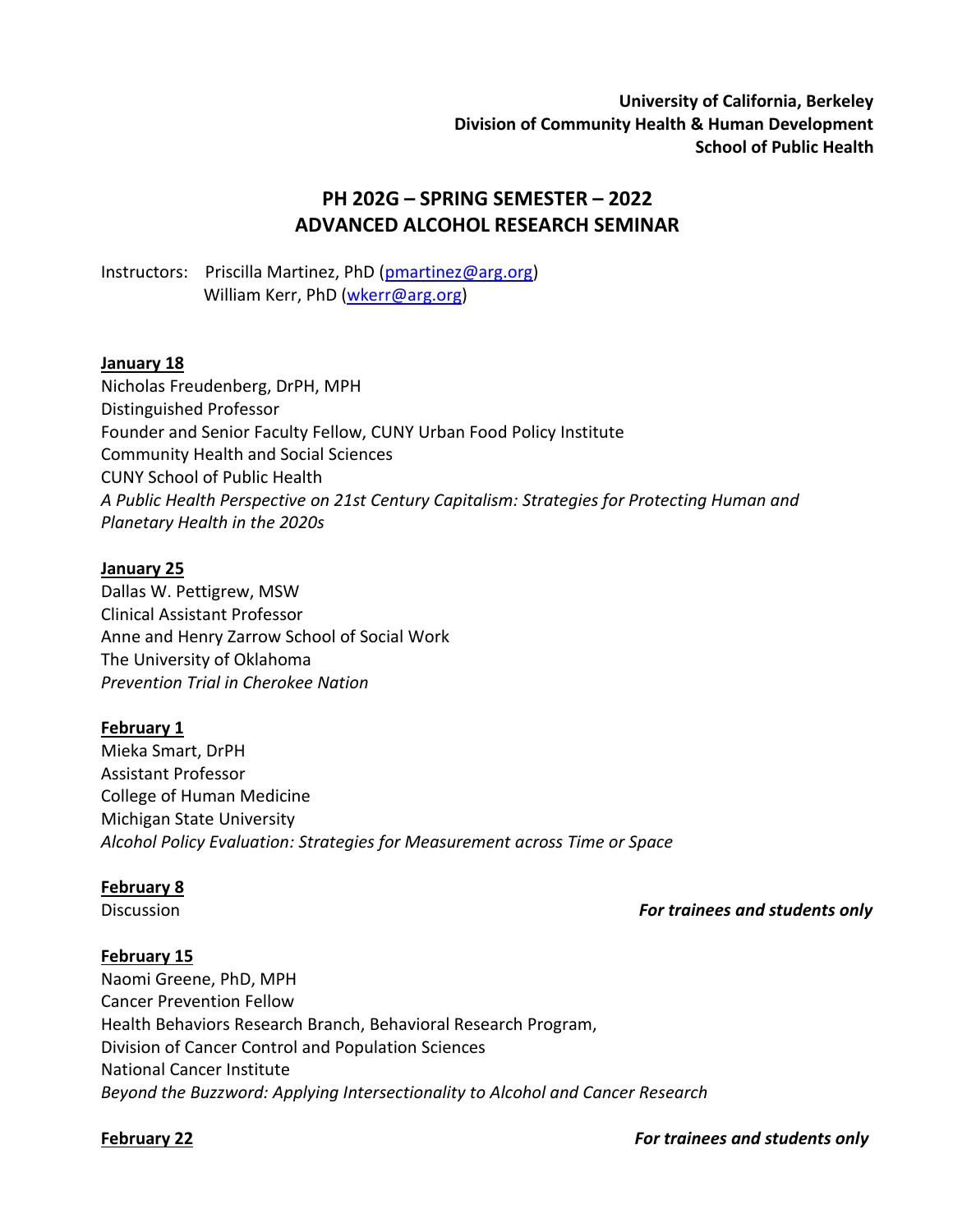**University of California, Berkeley**
**Division of Community Health & Human Development**
**School of Public Health**

# PH 202G – SPRING SEMESTER – 2022
# ADVANCED ALCOHOL RESEARCH SEMINAR

Instructors: Priscilla Martinez, PhD (pmartinez@arg.org)
William Kerr, PhD (wkerr@arg.org)

**January 18**
Nicholas Freudenberg, DrPH, MPH
Distinguished Professor
Founder and Senior Faculty Fellow, CUNY Urban Food Policy Institute
Community Health and Social Sciences
CUNY School of Public Health
*A Public Health Perspective on 21st Century Capitalism: Strategies for Protecting Human and Planetary Health in the 2020s*

**January 25**
Dallas W. Pettigrew, MSW
Clinical Assistant Professor
Anne and Henry Zarrow School of Social Work
The University of Oklahoma
*Prevention Trial in Cherokee Nation*

**February 1**
Mieka Smart, DrPH
Assistant Professor
College of Human Medicine
Michigan State University
*Alcohol Policy Evaluation: Strategies for Measurement across Time or Space*

**February 8**
Discussion *For trainees and students only*

**February 15**
Naomi Greene, PhD, MPH
Cancer Prevention Fellow
Health Behaviors Research Branch, Behavioral Research Program,
Division of Cancer Control and Population Sciences
National Cancer Institute
*Beyond the Buzzword: Applying Intersectionality to Alcohol and Cancer Research*

**February 22** *For trainees and students only*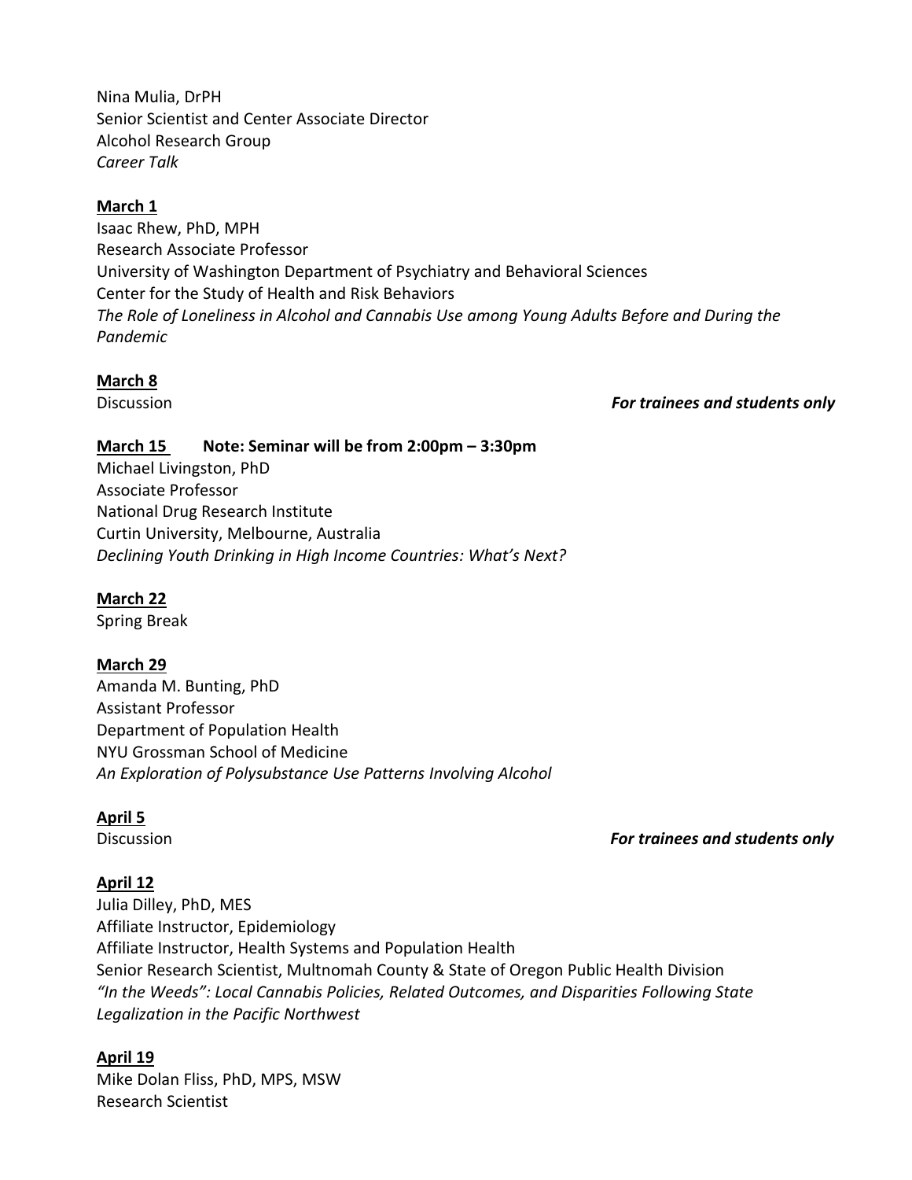Nina Mulia, DrPH
Senior Scientist and Center Associate Director
Alcohol Research Group
*Career Talk*

**March 1**
Isaac Rhew, PhD, MPH
Research Associate Professor
University of Washington Department of Psychiatry and Behavioral Sciences
Center for the Study of Health and Risk Behaviors
*The Role of Loneliness in Alcohol and Cannabis Use among Young Adults Before and During the Pandemic*

**March 8**
Discussion ***For trainees and students only***

**March 15** **Note: Seminar will be from 2:00pm – 3:30pm**
Michael Livingston, PhD
Associate Professor
National Drug Research Institute
Curtin University, Melbourne, Australia
*Declining Youth Drinking in High Income Countries: What's Next?*

**March 22**
Spring Break

**March 29**
Amanda M. Bunting, PhD
Assistant Professor
Department of Population Health
NYU Grossman School of Medicine
*An Exploration of Polysubstance Use Patterns Involving Alcohol*

**April 5**
Discussion ***For trainees and students only***

**April 12**
Julia Dilley, PhD, MES
Affiliate Instructor, Epidemiology
Affiliate Instructor, Health Systems and Population Health
Senior Research Scientist, Multnomah County & State of Oregon Public Health Division
*"In the Weeds": Local Cannabis Policies, Related Outcomes, and Disparities Following State Legalization in the Pacific Northwest*

**April 19**
Mike Dolan Fliss, PhD, MPS, MSW
Research Scientist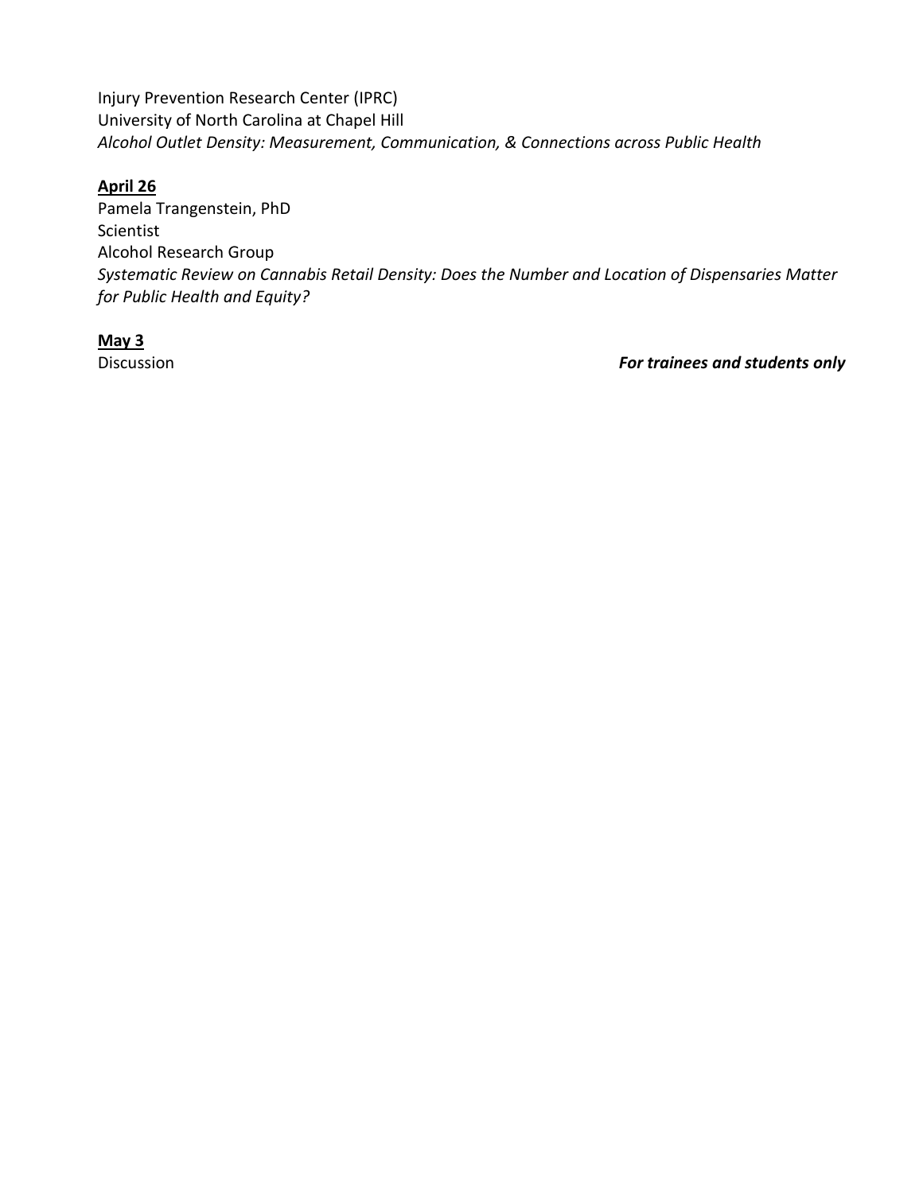Injury Prevention Research Center (IPRC)
University of North Carolina at Chapel Hill
*Alcohol Outlet Density: Measurement, Communication, & Connections across Public Health*

**April 26**
Pamela Trangenstein, PhD
Scientist
Alcohol Research Group
*Systematic Review on Cannabis Retail Density: Does the Number and Location of Dispensaries Matter for Public Health and Equity?*

**May 3**
Discussion ***For trainees and students only***